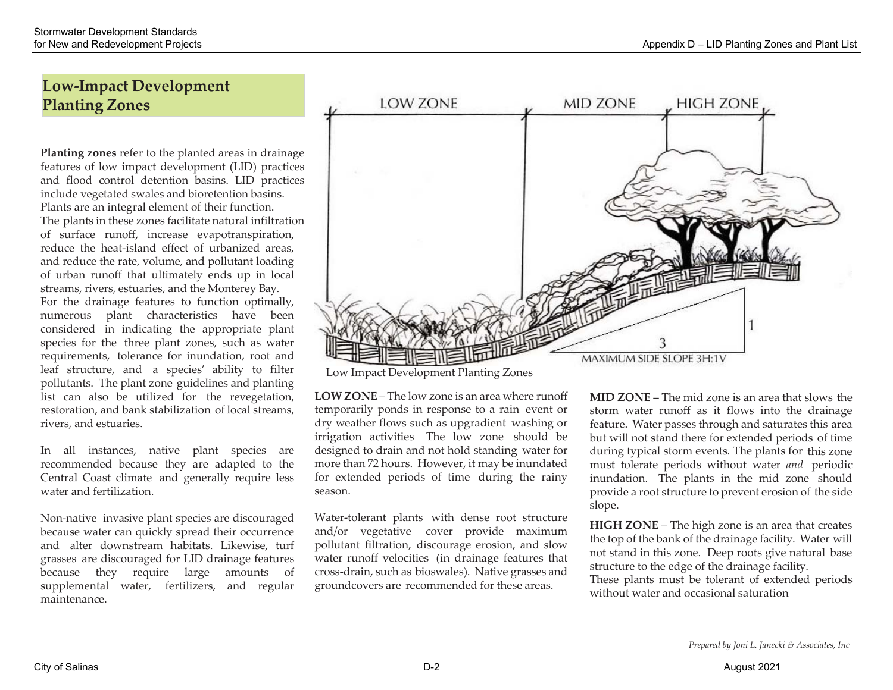# Low-Impact Development Planting Zones

**Planting zones** refer to the planted areas in drainage features of low impact development (LID) practices and flood control detention basins. LID practices include vegetated swales and bioretention basins. Plants are an integral element of their function. The plants in these zones facilitate natural infiltration of surface runoff, increase evapotranspiration, reduce the heat-island effect of urbanized areas, and reduce the rate, volume, and pollutant loading of urban runoff that ultimately ends up in local streams, rivers, estuaries, and the Monterey Bay. For the drainage features to function optimally, numerous plant characteristics have been considered in indicating the appropriate plant species for the three plant zones, such as water requirements, tolerance for inundation, root and leaf structure, and a species' ability to filter pollutants. The plant zone guidelines and planting list can also be utilized for the revegetation, restoration, and bank stabilization of local streams, rivers, and estuaries.

In all instances, native plant species are recommended because they are adapted to the Central Coast climate and generally require less water and fertilization.

Non-native invasive plant species are discouraged because water can quickly spread their occurrence and alter downstream habitats. Likewise, turf grasses are discouraged for LID drainage features because they require large amounts of supplemental water, fertilizers, and regular maintenance.

LOW ZONE — MID ZONE — HIGH ZONE

1

3

MAXIMUM SIDE SLOPE 3H:1V

Low Impact Development Planting Zones

**LOW ZONE** – The low zone is an area where runoff temporarily ponds in response to a rain event or dry weather flows such as upgradient washing or irrigation activities The low zone should be designed to drain and not hold standing water for more than 72 hours. However, it may be inundated for extended periods of time during the rainy season.

Water-tolerant plants with dense root structure and/or vegetative cover provide maximum pollutant filtration, discourage erosion, and slow water runoff velocities (in drainage features that cross-drain, such as bioswales). Native grasses and groundcovers are recommended for these areas.

**MID ZONE** – The mid zone is an area that slows the storm water runoff as it flows into the drainage feature. Water passes through and saturates this area but will not stand there for extended periods of time during typical storm events. The plants for this zone must tolerate periods without water *and* periodic inundation. The plants in the mid zone should provide a root structure to prevent erosion of the side slope.

**HIGH ZONE** – The high zone is an area that creates the top of the bank of the drainage facility. Water will not stand in this zone. Deep roots give natural base structure to the edge of the drainage facility. These plants must be tolerant of extended periods without water and occasional saturation

*Prepared by Joni L. Janecki & Associates, Inc*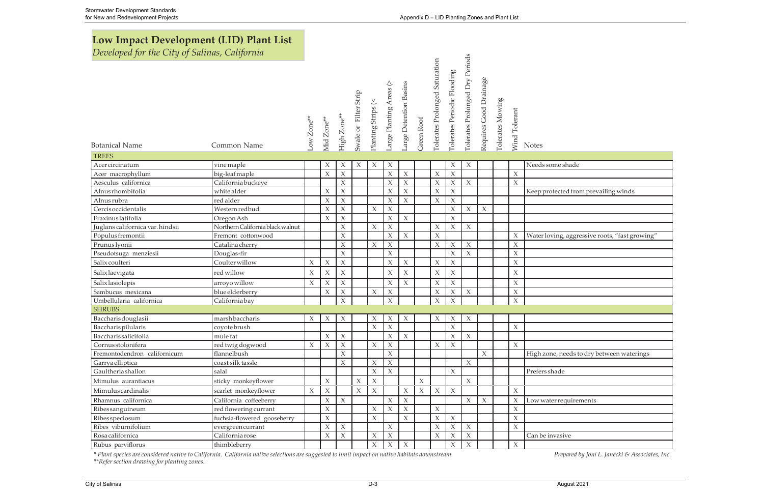# Low Impact Development (LID) Plant List

*Developed for the City of Salinas, California*

| Botanical Name | Common Name | Low Zone** | Mid Zone** | High Zone** | Swale or Filter Strip | Planting Strips (< | Large Planting Areas (> | Large Detention Basins | Green Roof | Tolerates Prolonged Saturation | Tolerates Periodic Flooding | Tolerates Prolonged Dry Periods | Requires Good Drainage | Tolerates Mowing | Wind Tolerant | Notes |
|---|---|---|---|---|---|---|---|---|---|---|---|---|---|---|---|---|
| **TREES** | | | | | | | | | | | | | | | | |
| Acer circinatum | vine maple | | X | X | X | X | X | | | | X | X | | | | Needs some shade |
| Acer macrophyllum | big-leaf maple | | X | X | | | X | X | | X | X | | | | X | |
| Aesculus californica | California buckeye | | | X | | | X | X | | X | X | X | | | X | |
| Alnus rhombifolia | white alder | | X | X | | | X | X | | X | X | | | | | Keep protected from prevailing winds |
| Alnus rubra | red alder | | X | X | | | X | X | | X | X | | | | | |
| Cercis occidentalis | Western redbud | | X | X | | X | X | | | | X | X | X | | | |
| Fraxinus latifolia | Oregon Ash | | X | X | | | X | X | | | X | | | | | |
| Juglans californica var. hindsii | Northern California black walnut | | | X | | X | X | | | X | X | X | | | | |
| Populus fremontii | Fremont cottonwood | | | X | | | X | X | | X | | | | | X | Water loving, aggressive roots, "fast growing" |
| Prunus lyonii | Catalina cherry | | | X | | X | X | | | X | X | X | | | X | |
| Pseudotsuga menziesii | Douglas-fir | | | X | | | X | | | | X | X | | | X | |
| Salix coulteri | Coulter willow | X | X | X | | | X | X | | X | X | | | | X | |
| Salix laevigata | red willow | X | X | X | | | X | X | | X | X | | | | X | |
| Salix lasiolepis | arroyo willow | X | X | X | | | X | X | | X | X | | | | X | |
| Sambucus mexicana | blue elderberry | | X | X | | X | X | | | X | X | X | | | X | |
| Umbellularia californica | California bay | | | X | | | X | | | X | X | | | | X | |
| **SHRUBS** | | | | | | | | | | | | | | | | |
| Baccharis douglasii | marsh baccharis | X | X | X | | X | X | X | | X | X | X | | | | |
| Baccharis pilularis | coyote brush | | | | | X | X | | | | X | | | | X | |
| Baccharis salicifolia | mule fat | | X | X | | | X | X | | | X | X | | | | |
| Cornus stolonifera | red twig dogwood | X | X | X | | X | X | | | X | X | | | | X | |
| Fremontodendron californicum | flannelbush | | | X | | | X | | | | | | X | | | High zone, needs to dry between waterings |
| Garrya elliptica | coast silk tassle | | | X | | X | X | | | | | X | | | | |
| Gaultheria shallon | salal | | | | | X | X | | | | X | | | | | Prefers shade |
| Mimulus aurantiacus | sticky monkeyflower | | X | | X | X | | | X | | | X | | | | |
| Mimulus cardinalis | scarlet monkeyflower | X | X | | X | X | | X | X | X | X | | | | X | |
| Rhamnus californica | California coffeeberry | | X | X | | | X | X | | | | X | X | | X | Low water requirements |
| Ribes sanguineum | red flowering currant | | X | | | X | X | X | | X | | | | | X | |
| Ribes speciosum | fuchsia-flowered gooseberry | | X | | | X | | X | | X | X | | | | X | |
| Ribes viburnifolium | evergreen currant | | X | X | | | X | | | X | X | X | | | X | |
| Rosa californica | California rose | | X | X | | X | X | | | X | X | X | | | | Can be invasive |
| Rubus parviflorus | thimbleberry | | | | | X | X | X | | | X | X | | | X | |

*\* Plant species are considered native to California. California native selections are suggested to limit impact on native habitats downstream.*
*\*\*Refer section drawing for planting zones.*

*Prepared by Joni L. Janecki & Associates, Inc.*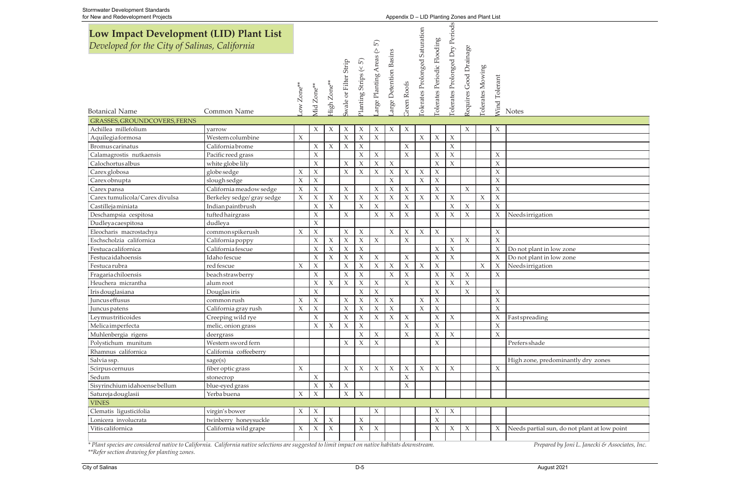# Low Impact Development (LID) Plant List

*Developed for the City of Salinas, California*

| Botanical Name | Common Name | Low Zone** | Mid Zone** | High Zone** | Swale or Filter Strip | Planting Strips (< 5') | Large Planting Areas (> 5') | Large Detention Basins | Green Roofs | Tolerates Prolonged Saturation | Tolerates Periodic Flooding | Tolerates Prolonged Dry Periods | Requires Good Drainage | Tolerates Mowing | Wind Tolerant | Notes |
|---|---|---|---|---|---|---|---|---|---|---|---|---|---|---|---|---|
| **GRASSES, GROUNDCOVERS, FERNS** | | | | | | | | | | | | | | | | |
| Achillea millefolium | yarrow | | X | X | X | X | X | X | X | | | | X | | X | |
| Aquilegia formosa | Western columbine | X | | | X | X | X | | | X | X | X | | | | |
| Bromus carinatus | California brome | | X | X | X | X | | | X | | | X | | | | |
| Calamagrostis nutkaensis | Pacific reed grass | | X | | | X | X | | X | | X | X | | | X | |
| Calochortus albus | white globe lily | | X | | X | X | X | X | | | X | X | | | X | |
| Carex globosa | globe sedge | X | X | | X | X | X | X | X | X | X | | | | X | |
| Carex obnupta | slough sedge | X | X | | | | | X | | X | X | | | | X | |
| Carex pansa | California meadow sedge | X | X | | X | | X | X | X | | X | | X | | X | |
| Carex tumulicola/ Carex divulsa | Berkeley sedge/ gray sedge | X | X | X | X | X | X | X | X | X | X | X | | X | X | |
| Castilleja miniata | Indian paintbrush | | X | X | | X | X | | X | | | X | X | | X | |
| Deschampsia cespitosa | tufted hairgrass | | X | | X | | X | X | X | | X | X | X | | X | Needs irrigation |
| Dudleya caespitosa | dudleya | | X | | | | | | | | | | | | | |
| Eleocharis macrostachya | common spikerush | X | X | | X | X | | X | X | X | X | | | | X | |
| Eschscholzia californica | California poppy | | X | X | X | X | X | | X | | | X | X | | X | |
| Festuca californica | California fescue | | X | X | X | X | | | | | X | X | | | X | Do not plant in low zone |
| Festuca idahoensis | Idaho fescue | | X | X | X | X | X | | X | | X | X | | | X | Do not plant in low zone |
| Festuca rubra | red fescue | X | X | | X | X | X | X | X | X | X | | | X | X | Needs irrigation |
| Fragaria chiloensis | beach strawberry | | X | | X | X | | X | X | | X | X | X | | X | |
| Heuchera micrantha | alum root | | X | X | X | X | X | | X | | X | X | X | | | |
| Iris douglasiana | Douglas iris | | X | | | X | X | | | | X | | X | | X | |
| Juncus effusus | common rush | X | X | | X | X | X | X | | X | X | | | | X | |
| Juncus patens | California gray rush | X | X | | X | X | X | X | | X | X | | | | X | |
| Leymus triticoides | Creeping wild rye | | X | | X | X | X | X | X | | X | X | | | X | Fast spreading |
| Melica imperfecta | melic, onion grass | | X | X | X | X | | | X | | X | | | | X | |
| Muhlenbergia rigens | deergrass | | | | | X | X | | X | | X | X | | | X | |
| Polystichum munitum | Western sword fern | | | | X | X | X | | | | X | | | | | Prefers shade |
| Rhamnus californica | California coffeeberry | | | | | | | | | | | | | | | |
| Salvia ssp. | sage(s) | | | | | | | | | | | | | | | High zone, predominantly dry zones |
| Scirpus cernuus | fiber optic grass | X | | | X | X | X | X | X | X | X | X | | | X | |
| Sedum | stonecrop | | X | | | | | | X | | | | | | | |
| Sisyrinchium idahoense bellum | blue-eyed grass | | X | X | X | | | | X | | | | | | | |
| Satureja douglasii | Yerba buena | X | X | | X | X | | | | | | | | | | |
| **VINES** | | | | | | | | | | | | | | | | |
| Clematis ligusticifolia | virgin's bower | X | X | | | | X | | | | X | X | | | | |
| Lonicera involucrata | twinberry honeysuckle | | X | X | | X | | | | | X | | | | | |
| Vitis californica | California wild grape | X | X | X | | X | X | | | | X | X | X | | X | Needs partial sun, do not plant at low point |

*\* Plant species are considered native to California. California native selections are suggested to limit impact on native habitats downstream.*

*\*\*Refer section drawing for planting zones.*

*Prepared by Joni L. Janecki & Associates, Inc.*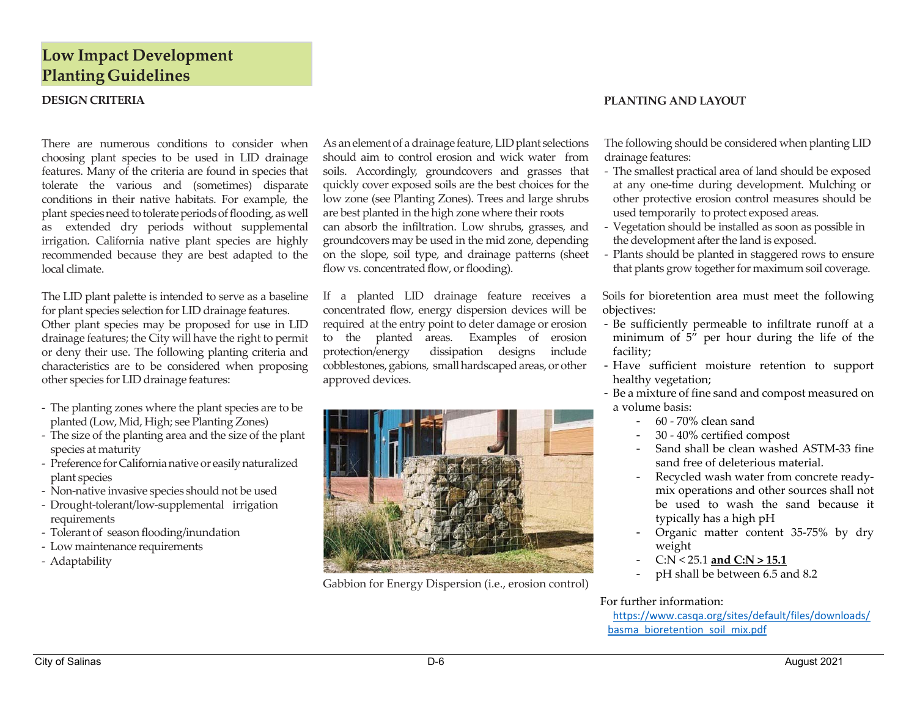# Low Impact Development Planting Guidelines

## DESIGN CRITERIA

There are numerous conditions to consider when choosing plant species to be used in LID drainage features. Many of the criteria are found in species that tolerate the various and (sometimes) disparate conditions in their native habitats. For example, the plant species need to tolerate periods of flooding, as well as extended dry periods without supplemental irrigation. California native plant species are highly recommended because they are best adapted to the local climate.

The LID plant palette is intended to serve as a baseline for plant species selection for LID drainage features. Other plant species may be proposed for use in LID drainage features; the City will have the right to permit or deny their use. The following planting criteria and characteristics are to be considered when proposing other species for LID drainage features:

- The planting zones where the plant species are to be planted (Low, Mid, High; see Planting Zones)
- The size of the planting area and the size of the plant species at maturity
- Preference for California native or easily naturalized plant species
- Non-native invasive species should not be used
- Drought-tolerant/low-supplemental irrigation requirements
- Tolerant of season flooding/inundation
- Low maintenance requirements
- Adaptability

As an element of a drainage feature, LID plant selections should aim to control erosion and wick water from soils. Accordingly, groundcovers and grasses that quickly cover exposed soils are the best choices for the low zone (see Planting Zones). Trees and large shrubs are best planted in the high zone where their roots can absorb the infiltration. Low shrubs, grasses, and groundcovers may be used in the mid zone, depending on the slope, soil type, and drainage patterns (sheet flow vs. concentrated flow, or flooding).

If a planted LID drainage feature receives a concentrated flow, energy dispersion devices will be required at the entry point to deter damage or erosion to the planted areas. Examples of erosion protection/energy dissipation designs include cobblestones, gabions, small hardscaped areas, or other approved devices.

Gabbion for Energy Dispersion (i.e., erosion control)

## PLANTING AND LAYOUT

The following should be considered when planting LID drainage features:

- The smallest practical area of land should be exposed at any one-time during development. Mulching or other protective erosion control measures should be used temporarily to protect exposed areas.
- Vegetation should be installed as soon as possible in the development after the land is exposed.
- Plants should be planted in staggered rows to ensure that plants grow together for maximum soil coverage.

Soils for bioretention area must meet the following objectives:

- Be sufficiently permeable to infiltrate runoff at a minimum of 5" per hour during the life of the facility;
- Have sufficient moisture retention to support healthy vegetation;
- Be a mixture of fine sand and compost measured on a volume basis:
    - 60 - 70% clean sand
    - 30 - 40% certified compost
    - Sand shall be clean washed ASTM-33 fine sand free of deleterious material.
    - Recycled wash water from concrete ready-mix operations and other sources shall not be used to wash the sand because it typically has a high pH
    - Organic matter content 35-75% by dry weight
    - C:N < 25.1 **and C:N > 15.1**
    - pH shall be between 6.5 and 8.2

For further information:
https://www.casqa.org/sites/default/files/downloads/basma_bioretention_soil_mix.pdf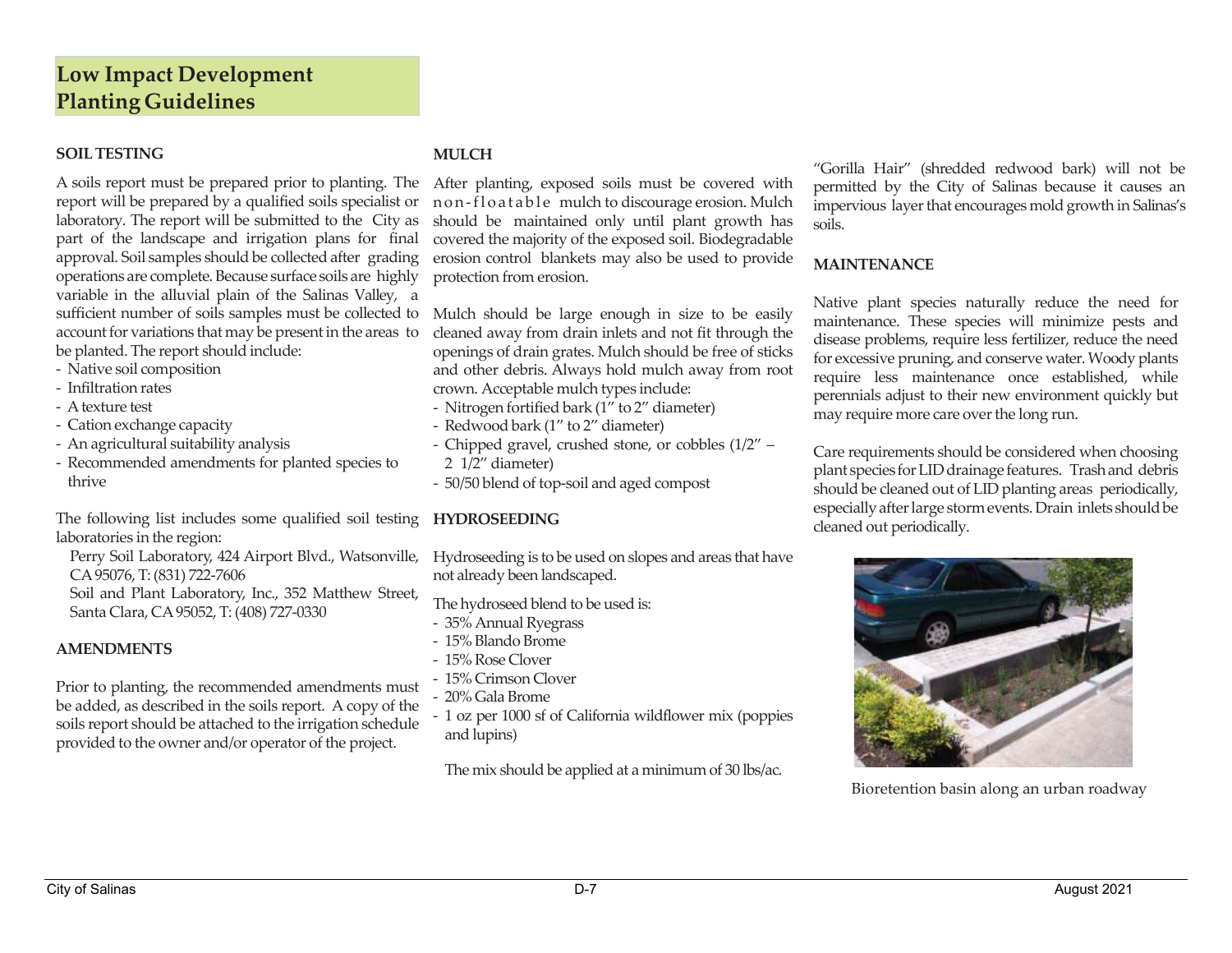# Low Impact Development Planting Guidelines

## SOIL TESTING

A soils report must be prepared prior to planting. The report will be prepared by a qualified soils specialist or laboratory. The report will be submitted to the City as part of the landscape and irrigation plans for final approval. Soil samples should be collected after grading operations are complete. Because surface soils are highly variable in the alluvial plain of the Salinas Valley, a sufficient number of soils samples must be collected to account for variations that may be present in the areas to be planted. The report should include:

- Native soil composition
- Infiltration rates
- A texture test
- Cation exchange capacity
- An agricultural suitability analysis
- Recommended amendments for planted species to thrive

The following list includes some qualified soil testing laboratories in the region:

Perry Soil Laboratory, 424 Airport Blvd., Watsonville, CA 95076, T: (831) 722-7606

Soil and Plant Laboratory, Inc., 352 Matthew Street, Santa Clara, CA 95052, T: (408) 727-0330

## AMENDMENTS

Prior to planting, the recommended amendments must be added, as described in the soils report. A copy of the soils report should be attached to the irrigation schedule provided to the owner and/or operator of the project.

## MULCH

After planting, exposed soils must be covered with non-floatable mulch to discourage erosion. Mulch should be maintained only until plant growth has covered the majority of the exposed soil. Biodegradable erosion control blankets may also be used to provide protection from erosion.

Mulch should be large enough in size to be easily cleaned away from drain inlets and not fit through the openings of drain grates. Mulch should be free of sticks and other debris. Always hold mulch away from root crown. Acceptable mulch types include:

- Nitrogen fortified bark (1" to 2" diameter)
- Redwood bark (1" to 2" diameter)
- Chipped gravel, crushed stone, or cobbles (1/2" – 2 1/2" diameter)
- 50/50 blend of top-soil and aged compost

## HYDROSEEDING

Hydroseeding is to be used on slopes and areas that have not already been landscaped.

The hydroseed blend to be used is:

- 35% Annual Ryegrass
- 15% Blando Brome
- 15% Rose Clover
- 15% Crimson Clover
- 20% Gala Brome
- 1 oz per 1000 sf of California wildflower mix (poppies and lupins)

The mix should be applied at a minimum of 30 lbs/ac.

"Gorilla Hair" (shredded redwood bark) will not be permitted by the City of Salinas because it causes an impervious layer that encourages mold growth in Salinas's soils.

## MAINTENANCE

Native plant species naturally reduce the need for maintenance. These species will minimize pests and disease problems, require less fertilizer, reduce the need for excessive pruning, and conserve water. Woody plants require less maintenance once established, while perennials adjust to their new environment quickly but may require more care over the long run.

Care requirements should be considered when choosing plant species for LID drainage features. Trash and debris should be cleaned out of LID planting areas periodically, especially after large storm events. Drain inlets should be cleaned out periodically.

Bioretention basin along an urban roadway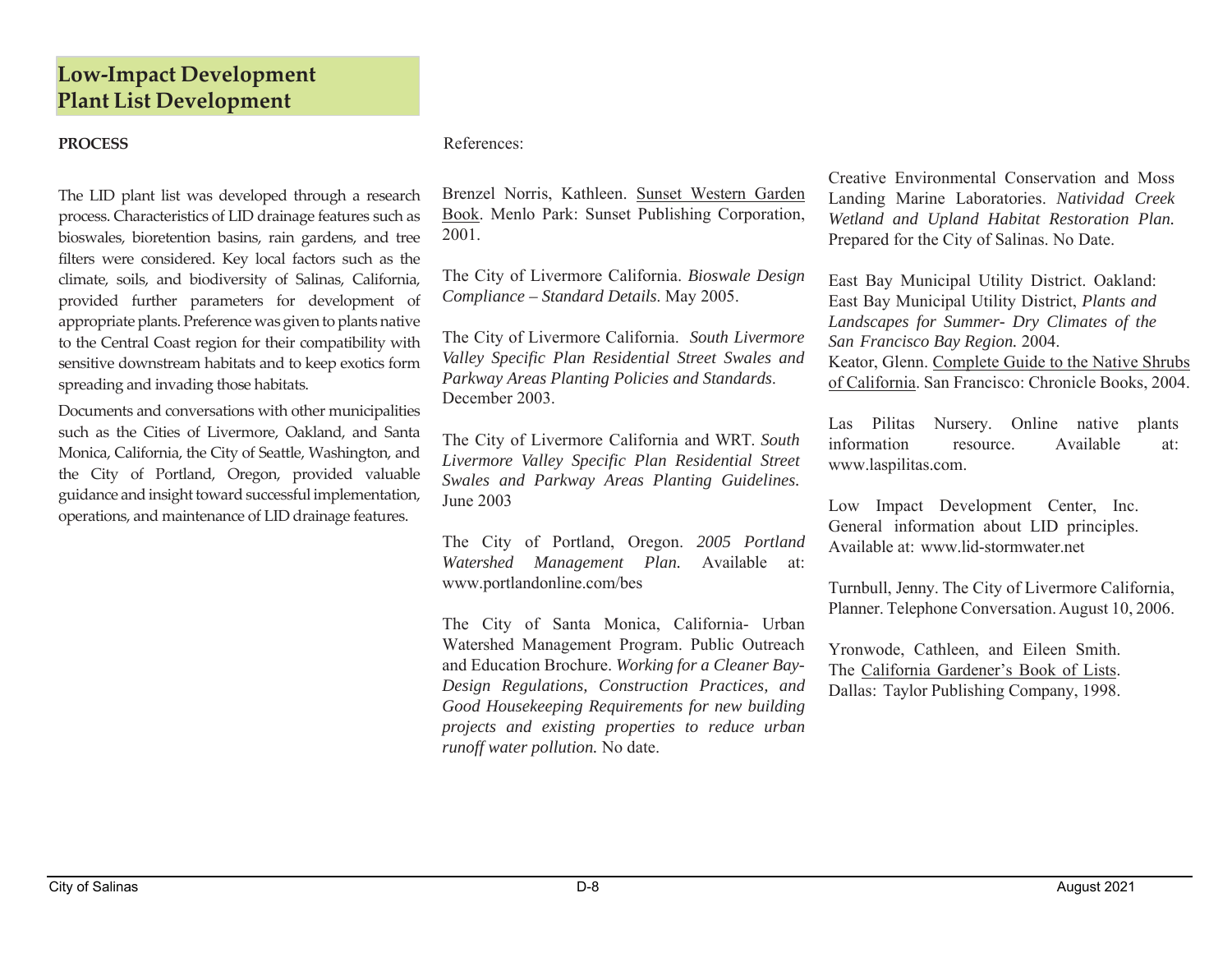# Low-Impact Development Plant List Development

**PROCESS**

The LID plant list was developed through a research process. Characteristics of LID drainage features such as bioswales, bioretention basins, rain gardens, and tree filters were considered. Key local factors such as the climate, soils, and biodiversity of Salinas, California, provided further parameters for development of appropriate plants. Preference was given to plants native to the Central Coast region for their compatibility with sensitive downstream habitats and to keep exotics form spreading and invading those habitats.

Documents and conversations with other municipalities such as the Cities of Livermore, Oakland, and Santa Monica, California, the City of Seattle, Washington, and the City of Portland, Oregon, provided valuable guidance and insight toward successful implementation, operations, and maintenance of LID drainage features.

References:

Brenzel Norris, Kathleen. Sunset Western Garden Book. Menlo Park: Sunset Publishing Corporation, 2001.

The City of Livermore California. *Bioswale Design Compliance – Standard Details.* May 2005.

The City of Livermore California. *South Livermore Valley Specific Plan Residential Street Swales and Parkway Areas Planting Policies and Standards.* December 2003.

The City of Livermore California and WRT. *South Livermore Valley Specific Plan Residential Street Swales and Parkway Areas Planting Guidelines.* June 2003

The City of Portland, Oregon. *2005 Portland Watershed Management Plan.* Available at: www.portlandonline.com/bes

The City of Santa Monica, California- Urban Watershed Management Program. Public Outreach and Education Brochure. *Working for a Cleaner Bay-Design Regulations, Construction Practices, and Good Housekeeping Requirements for new building projects and existing properties to reduce urban runoff water pollution.* No date.

Creative Environmental Conservation and Moss Landing Marine Laboratories. *Natividad Creek Wetland and Upland Habitat Restoration Plan.* Prepared for the City of Salinas. No Date.

East Bay Municipal Utility District. Oakland: East Bay Municipal Utility District, *Plants and Landscapes for Summer- Dry Climates of the San Francisco Bay Region.* 2004.

Keator, Glenn. Complete Guide to the Native Shrubs of California. San Francisco: Chronicle Books, 2004.

Las Pilitas Nursery. Online native plants information resource. Available at: www.laspilitas.com.

Low Impact Development Center, Inc. General information about LID principles. Available at: www.lid-stormwater.net

Turnbull, Jenny. The City of Livermore California, Planner. Telephone Conversation. August 10, 2006.

Yronwode, Cathleen, and Eileen Smith. The California Gardener's Book of Lists. Dallas: Taylor Publishing Company, 1998.